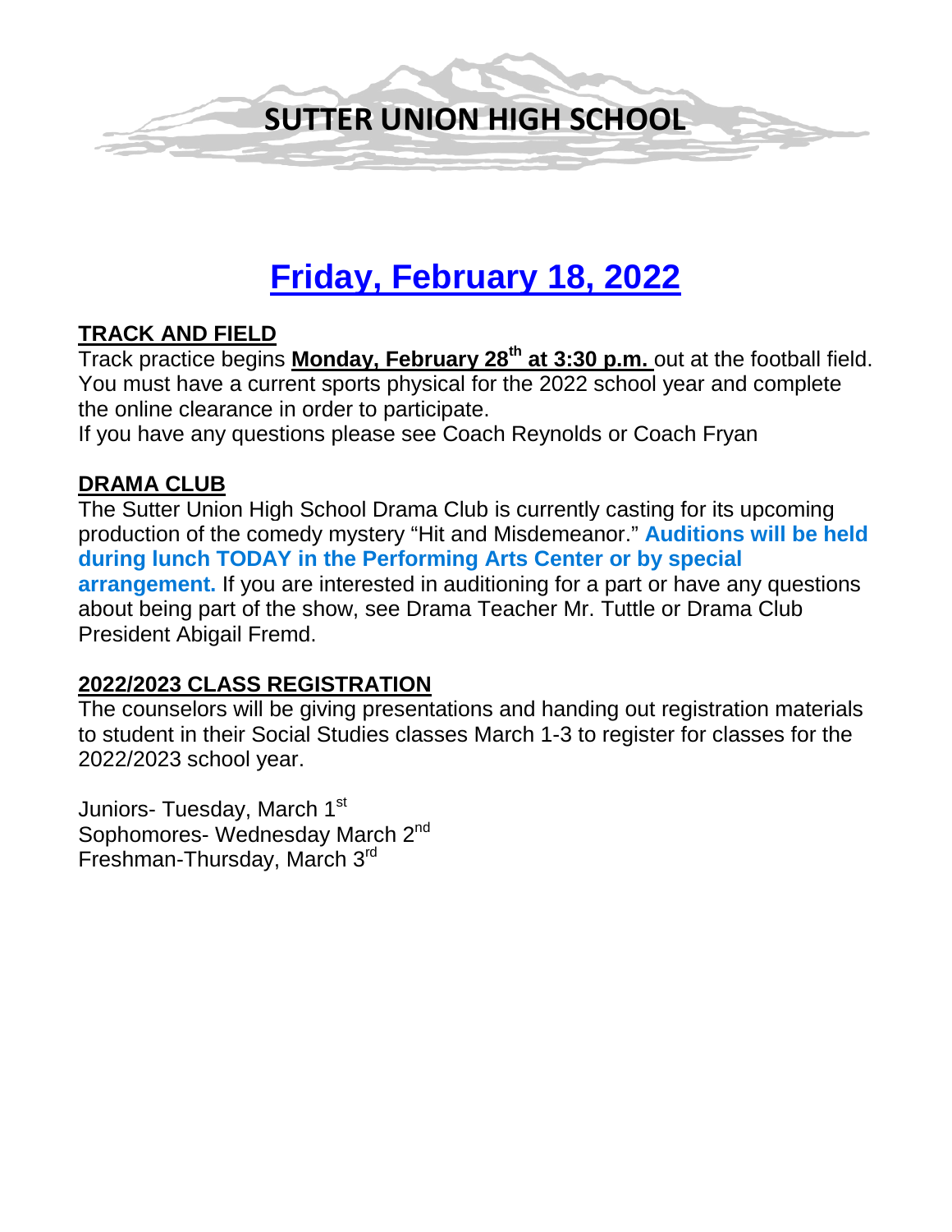# SUTTER UNION HIGH SCHOOL

## Friday, February 18, 2022

### TRACK AND FIELD

Track practice begins **Monday, February 28th at 3:30 p.m.** out at the football field. You must have a current sports physical for the 2022 school year and complete the online clearance in order to participate.
If you have any questions please see Coach Reynolds or Coach Fryan

### DRAMA CLUB

The Sutter Union High School Drama Club is currently casting for its upcoming production of the comedy mystery "Hit and Misdemeanor." **Auditions will be held during lunch TODAY in the Performing Arts Center or by special arrangement.** If you are interested in auditioning for a part or have any questions about being part of the show, see Drama Teacher Mr. Tuttle or Drama Club President Abigail Fremd.

### 2022/2023 CLASS REGISTRATION

The counselors will be giving presentations and handing out registration materials to student in their Social Studies classes March 1-3 to register for classes for the 2022/2023 school year.

Juniors- Tuesday, March 1st
Sophomores- Wednesday March 2nd
Freshman-Thursday, March 3rd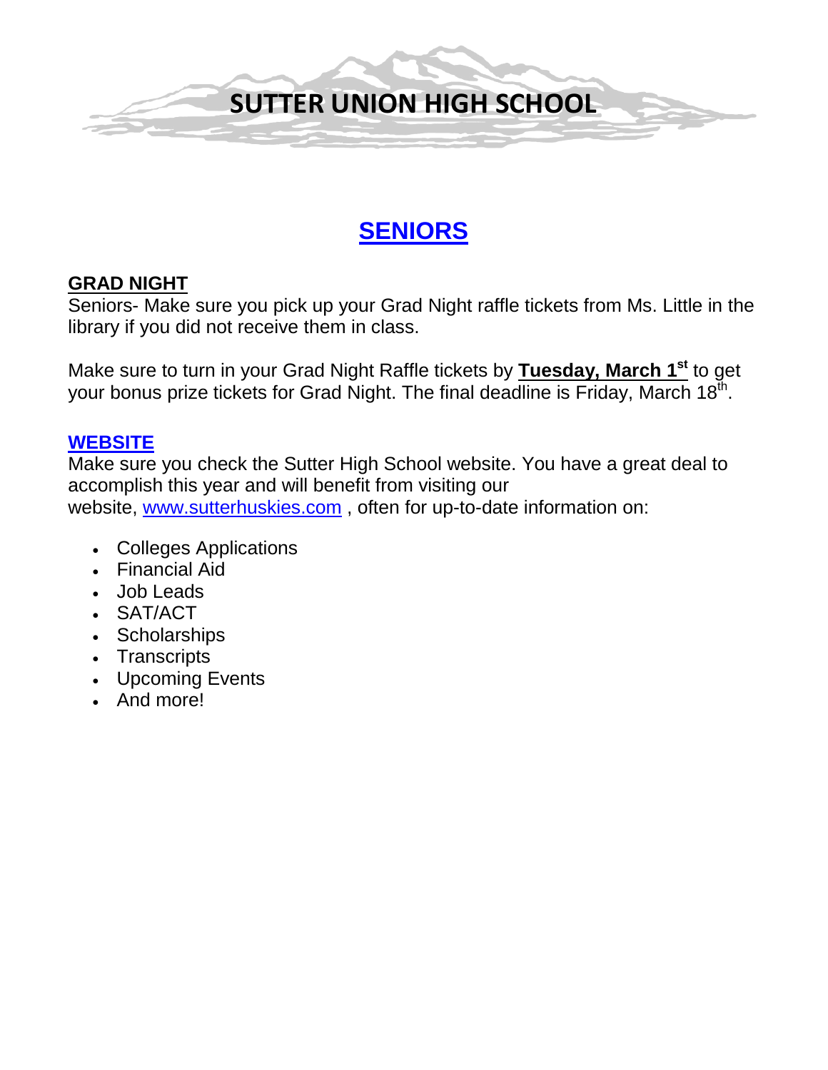# SUTTER UNION HIGH SCHOOL

## SENIORS

### GRAD NIGHT

Seniors- Make sure you pick up your Grad Night raffle tickets from Ms. Little in the library if you did not receive them in class.

Make sure to turn in your Grad Night Raffle tickets by **Tuesday, March 1st** to get your bonus prize tickets for Grad Night. The final deadline is Friday, March 18th.

### WEBSITE

Make sure you check the Sutter High School website. You have a great deal to accomplish this year and will benefit from visiting our website, www.sutterhuskies.com , often for up-to-date information on:

- Colleges Applications
- Financial Aid
- Job Leads
- SAT/ACT
- Scholarships
- Transcripts
- Upcoming Events
- And more!